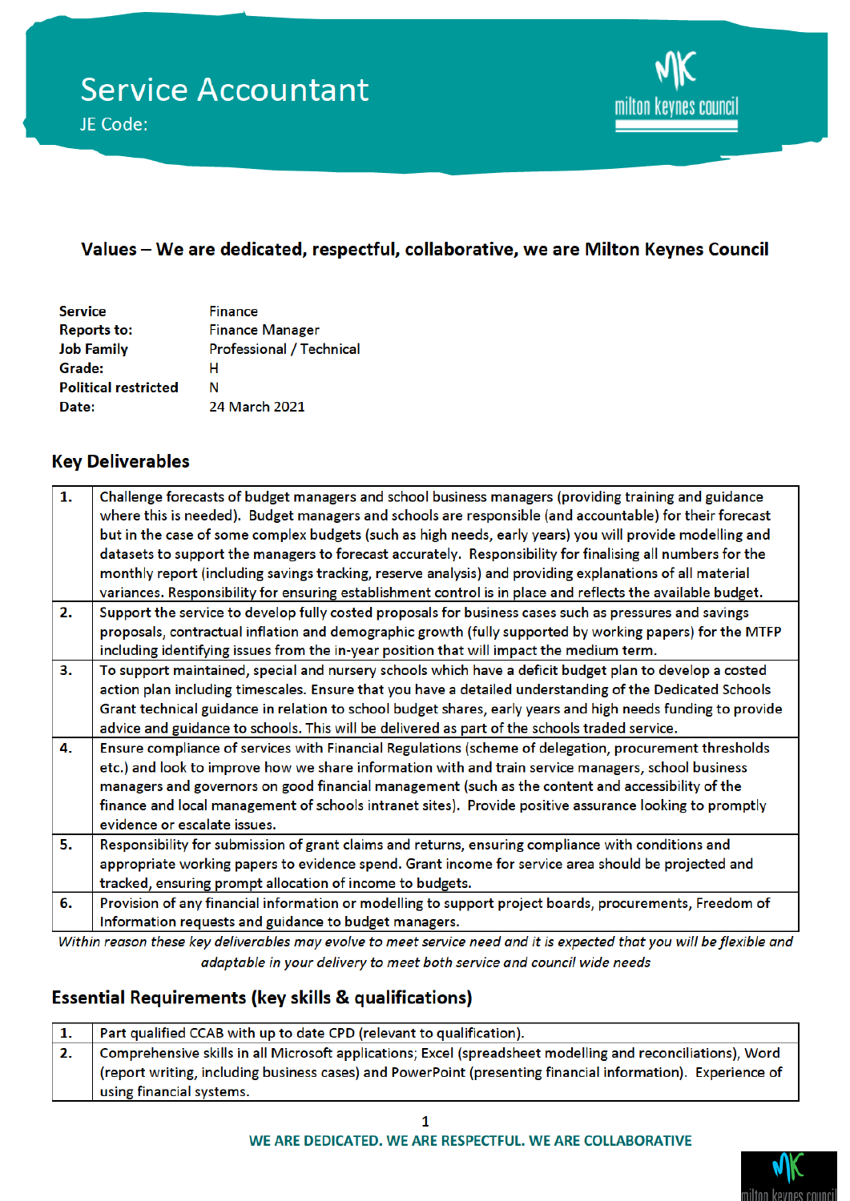# Service Accountant

JE Code:

milton keynes council

### Values – We are dedicated, respectful, collaborative, we are Milton Keynes Council

| | |
|---|---|
| **Service** | Finance |
| **Reports to:** | Finance Manager |
| **Job Family** | Professional / Technical |
| **Grade:** | H |
| **Political restricted** | N |
| **Date:** | 24 March 2021 |

## Key Deliverables

| | |
|---|---|
| **1.** | Challenge forecasts of budget managers and school business managers (providing training and guidance where this is needed). Budget managers and schools are responsible (and accountable) for their forecast but in the case of some complex budgets (such as high needs, early years) you will provide modelling and datasets to support the managers to forecast accurately. Responsibility for finalising all numbers for the monthly report (including savings tracking, reserve analysis) and providing explanations of all material variances. Responsibility for ensuring establishment control is in place and reflects the available budget. |
| **2.** | Support the service to develop fully costed proposals for business cases such as pressures and savings proposals, contractual inflation and demographic growth (fully supported by working papers) for the MTFP including identifying issues from the in-year position that will impact the medium term. |
| **3.** | To support maintained, special and nursery schools which have a deficit budget plan to develop a costed action plan including timescales. Ensure that you have a detailed understanding of the Dedicated Schools Grant technical guidance in relation to school budget shares, early years and high needs funding to provide advice and guidance to schools. This will be delivered as part of the schools traded service. |
| **4.** | Ensure compliance of services with Financial Regulations (scheme of delegation, procurement thresholds etc.) and look to improve how we share information with and train service managers, school business managers and governors on good financial management (such as the content and accessibility of the finance and local management of schools intranet sites). Provide positive assurance looking to promptly evidence or escalate issues. |
| **5.** | Responsibility for submission of grant claims and returns, ensuring compliance with conditions and appropriate working papers to evidence spend. Grant income for service area should be projected and tracked, ensuring prompt allocation of income to budgets. |
| **6.** | Provision of any financial information or modelling to support project boards, procurements, Freedom of Information requests and guidance to budget managers. |

*Within reason these key deliverables may evolve to meet service need and it is expected that you will be flexible and adaptable in your delivery to meet both service and council wide needs*

## Essential Requirements (key skills & qualifications)

| | |
|---|---|
| **1.** | Part qualified CCAB with up to date CPD (relevant to qualification). |
| **2.** | Comprehensive skills in all Microsoft applications; Excel (spreadsheet modelling and reconciliations), Word (report writing, including business cases) and PowerPoint (presenting financial information). Experience of using financial systems. |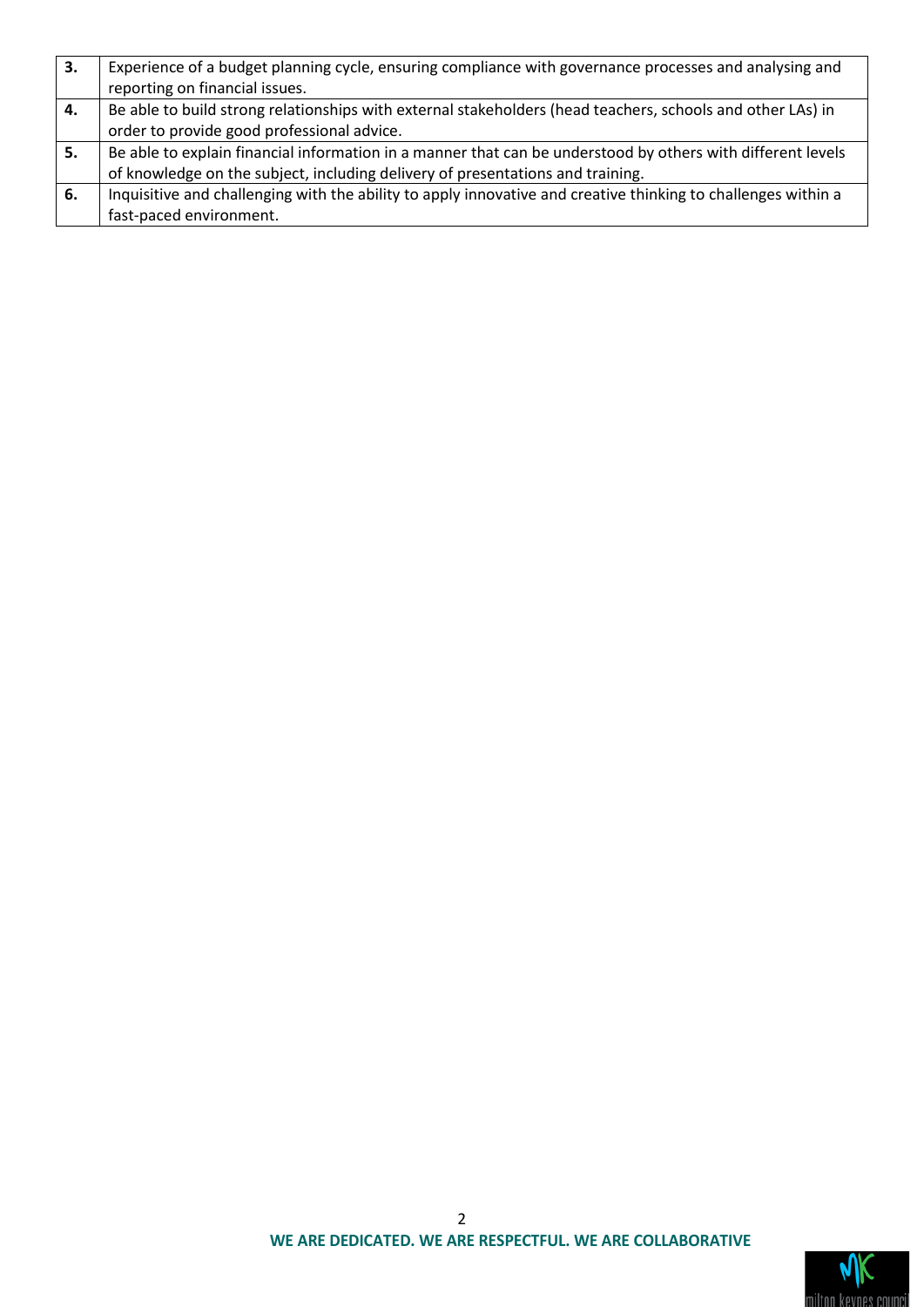| | |
|---|---|
| **3.** | Experience of a budget planning cycle, ensuring compliance with governance processes and analysing and reporting on financial issues. |
| **4.** | Be able to build strong relationships with external stakeholders (head teachers, schools and other LAs) in order to provide good professional advice. |
| **5.** | Be able to explain financial information in a manner that can be understood by others with different levels of knowledge on the subject, including delivery of presentations and training. |
| **6.** | Inquisitive and challenging with the ability to apply innovative and creative thinking to challenges within a fast-paced environment. |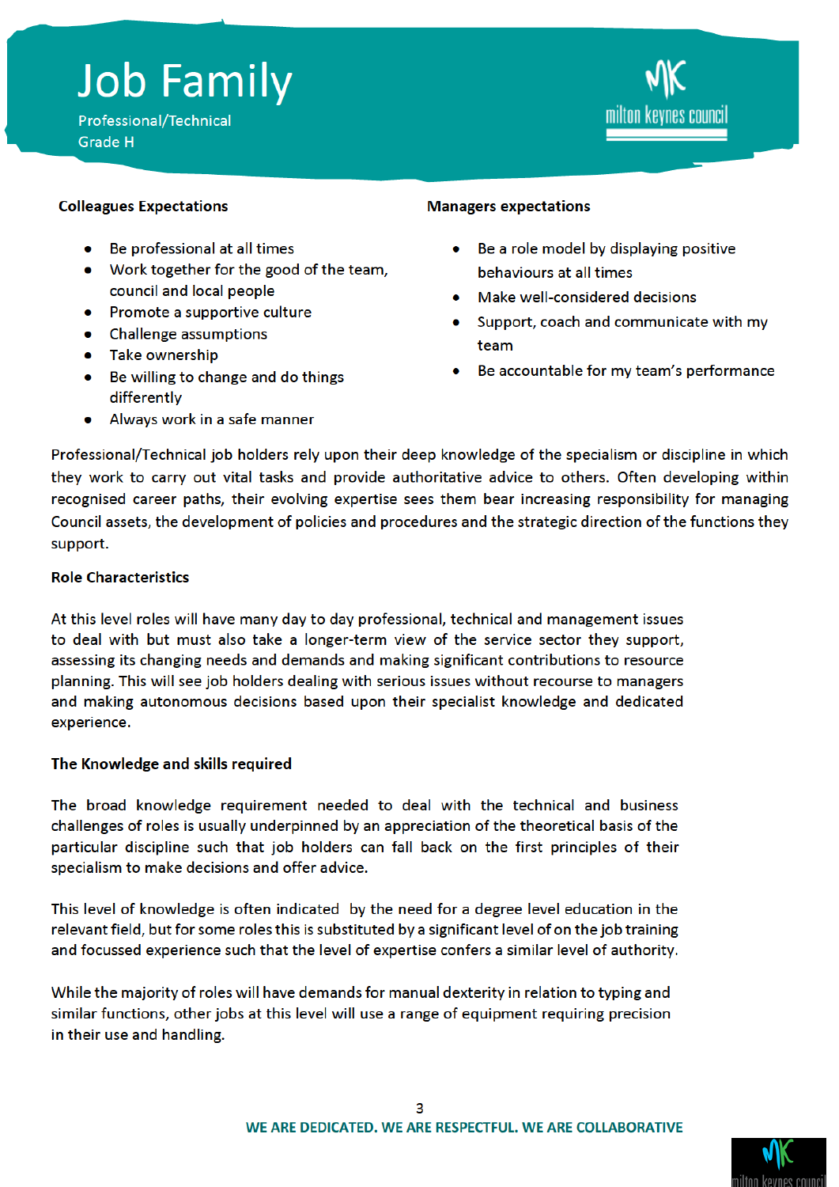# Job Family

Professional/Technical

Grade H

**Colleagues Expectations**

- Be professional at all times
- Work together for the good of the team, council and local people
- Promote a supportive culture
- Challenge assumptions
- Take ownership
- Be willing to change and do things differently
- Always work in a safe manner

**Managers expectations**

- Be a role model by displaying positive behaviours at all times
- Make well-considered decisions
- Support, coach and communicate with my team
- Be accountable for my team's performance

Professional/Technical job holders rely upon their deep knowledge of the specialism or discipline in which they work to carry out vital tasks and provide authoritative advice to others. Often developing within recognised career paths, their evolving expertise sees them bear increasing responsibility for managing Council assets, the development of policies and procedures and the strategic direction of the functions they support.

**Role Characteristics**

At this level roles will have many day to day professional, technical and management issues to deal with but must also take a longer-term view of the service sector they support, assessing its changing needs and demands and making significant contributions to resource planning. This will see job holders dealing with serious issues without recourse to managers and making autonomous decisions based upon their specialist knowledge and dedicated experience.

**The Knowledge and skills required**

The broad knowledge requirement needed to deal with the technical and business challenges of roles is usually underpinned by an appreciation of the theoretical basis of the particular discipline such that job holders can fall back on the first principles of their specialism to make decisions and offer advice.

This level of knowledge is often indicated by the need for a degree level education in the relevant field, but for some roles this is substituted by a significant level of on the job training and focussed experience such that the level of expertise confers a similar level of authority.

While the majority of roles will have demands for manual dexterity in relation to typing and similar functions, other jobs at this level will use a range of equipment requiring precision in their use and handling.

WE ARE DEDICATED. WE ARE RESPECTFUL. WE ARE COLLABORATIVE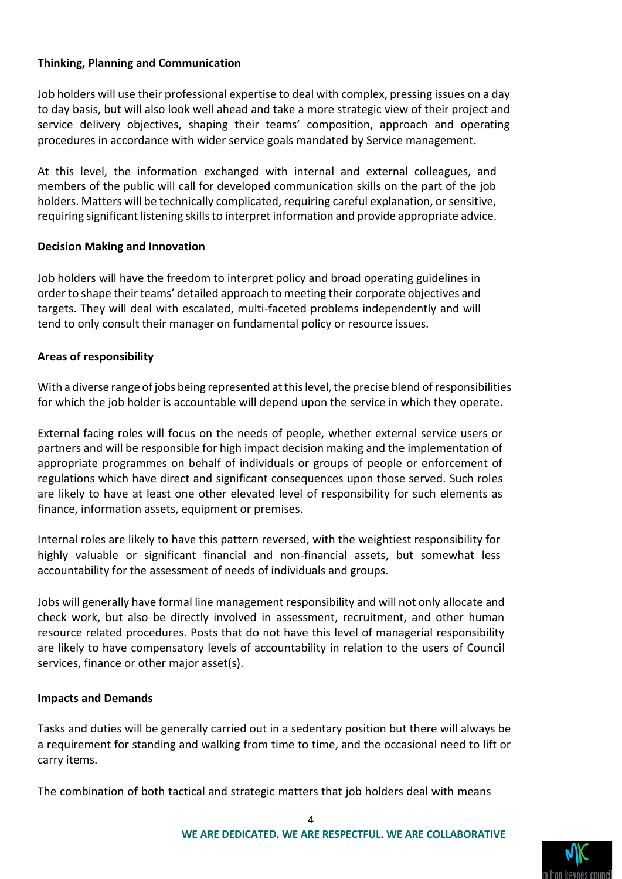**Thinking, Planning and Communication**

Job holders will use their professional expertise to deal with complex, pressing issues on a day to day basis, but will also look well ahead and take a more strategic view of their project and service delivery objectives, shaping their teams' composition, approach and operating procedures in accordance with wider service goals mandated by Service management.

At this level, the information exchanged with internal and external colleagues, and members of the public will call for developed communication skills on the part of the job holders. Matters will be technically complicated, requiring careful explanation, or sensitive, requiring significant listening skills to interpret information and provide appropriate advice.

**Decision Making and Innovation**

Job holders will have the freedom to interpret policy and broad operating guidelines in order to shape their teams' detailed approach to meeting their corporate objectives and targets. They will deal with escalated, multi-faceted problems independently and will tend to only consult their manager on fundamental policy or resource issues.

**Areas of responsibility**

With a diverse range of jobs being represented at this level, the precise blend of responsibilities for which the job holder is accountable will depend upon the service in which they operate.

External facing roles will focus on the needs of people, whether external service users or partners and will be responsible for high impact decision making and the implementation of appropriate programmes on behalf of individuals or groups of people or enforcement of regulations which have direct and significant consequences upon those served. Such roles are likely to have at least one other elevated level of responsibility for such elements as finance, information assets, equipment or premises.

Internal roles are likely to have this pattern reversed, with the weightiest responsibility for highly valuable or significant financial and non-financial assets, but somewhat less accountability for the assessment of needs of individuals and groups.

Jobs will generally have formal line management responsibility and will not only allocate and check work, but also be directly involved in assessment, recruitment, and other human resource related procedures. Posts that do not have this level of managerial responsibility are likely to have compensatory levels of accountability in relation to the users of Council services, finance or other major asset(s).

**Impacts and Demands**

Tasks and duties will be generally carried out in a sedentary position but there will always be a requirement for standing and walking from time to time, and the occasional need to lift or carry items.

The combination of both tactical and strategic matters that job holders deal with means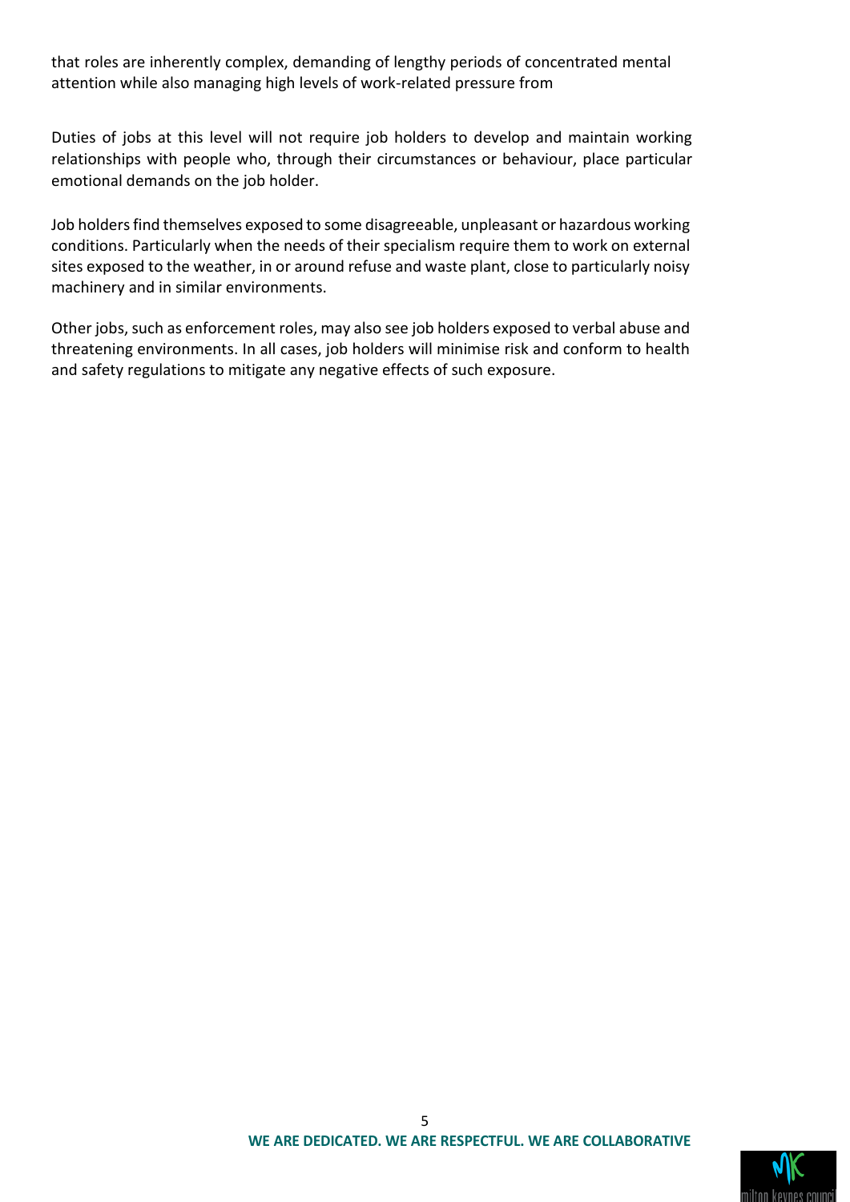that roles are inherently complex, demanding of lengthy periods of concentrated mental attention while also managing high levels of work-related pressure from

Duties of jobs at this level will not require job holders to develop and maintain working relationships with people who, through their circumstances or behaviour, place particular emotional demands on the job holder.

Job holders find themselves exposed to some disagreeable, unpleasant or hazardous working conditions. Particularly when the needs of their specialism require them to work on external sites exposed to the weather, in or around refuse and waste plant, close to particularly noisy machinery and in similar environments.

Other jobs, such as enforcement roles, may also see job holders exposed to verbal abuse and threatening environments. In all cases, job holders will minimise risk and conform to health and safety regulations to mitigate any negative effects of such exposure.